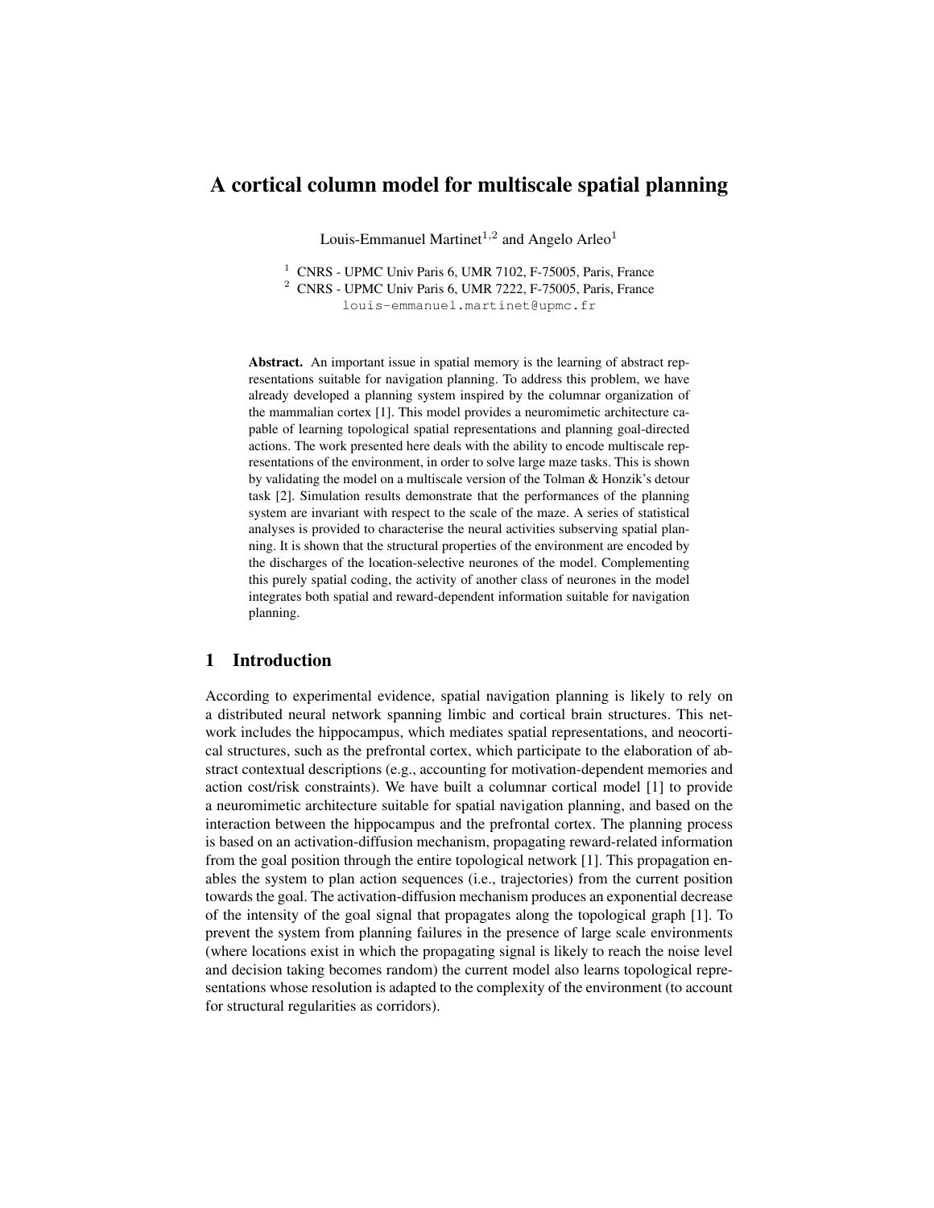# A cortical column model for multiscale spatial planning

Louis-Emmanuel Martinet[1,2] and Angelo Arleo[1]

[1] CNRS - UPMC Univ Paris 6, UMR 7102, F-75005, Paris, France
[2] CNRS - UPMC Univ Paris 6, UMR 7222, F-75005, Paris, France
louis-emmanuel.martinet@upmc.fr

**Abstract.** An important issue in spatial memory is the learning of abstract representations suitable for navigation planning. To address this problem, we have already developed a planning system inspired by the columnar organization of the mammalian cortex [1]. This model provides a neuromimetic architecture capable of learning topological spatial representations and planning goal-directed actions. The work presented here deals with the ability to encode multiscale representations of the environment, in order to solve large maze tasks. This is shown by validating the model on a multiscale version of the Tolman & Honzik's detour task [2]. Simulation results demonstrate that the performances of the planning system are invariant with respect to the scale of the maze. A series of statistical analyses is provided to characterise the neural activities subserving spatial planning. It is shown that the structural properties of the environment are encoded by the discharges of the location-selective neurones of the model. Complementing this purely spatial coding, the activity of another class of neurones in the model integrates both spatial and reward-dependent information suitable for navigation planning.

## 1 Introduction

According to experimental evidence, spatial navigation planning is likely to rely on a distributed neural network spanning limbic and cortical brain structures. This network includes the hippocampus, which mediates spatial representations, and neocortical structures, such as the prefrontal cortex, which participate to the elaboration of abstract contextual descriptions (e.g., accounting for motivation-dependent memories and action cost/risk constraints). We have built a columnar cortical model [1] to provide a neuromimetic architecture suitable for spatial navigation planning, and based on the interaction between the hippocampus and the prefrontal cortex. The planning process is based on an activation-diffusion mechanism, propagating reward-related information from the goal position through the entire topological network [1]. This propagation enables the system to plan action sequences (i.e., trajectories) from the current position towards the goal. The activation-diffusion mechanism produces an exponential decrease of the intensity of the goal signal that propagates along the topological graph [1]. To prevent the system from planning failures in the presence of large scale environments (where locations exist in which the propagating signal is likely to reach the noise level and decision taking becomes random) the current model also learns topological representations whose resolution is adapted to the complexity of the environment (to account for structural regularities as corridors).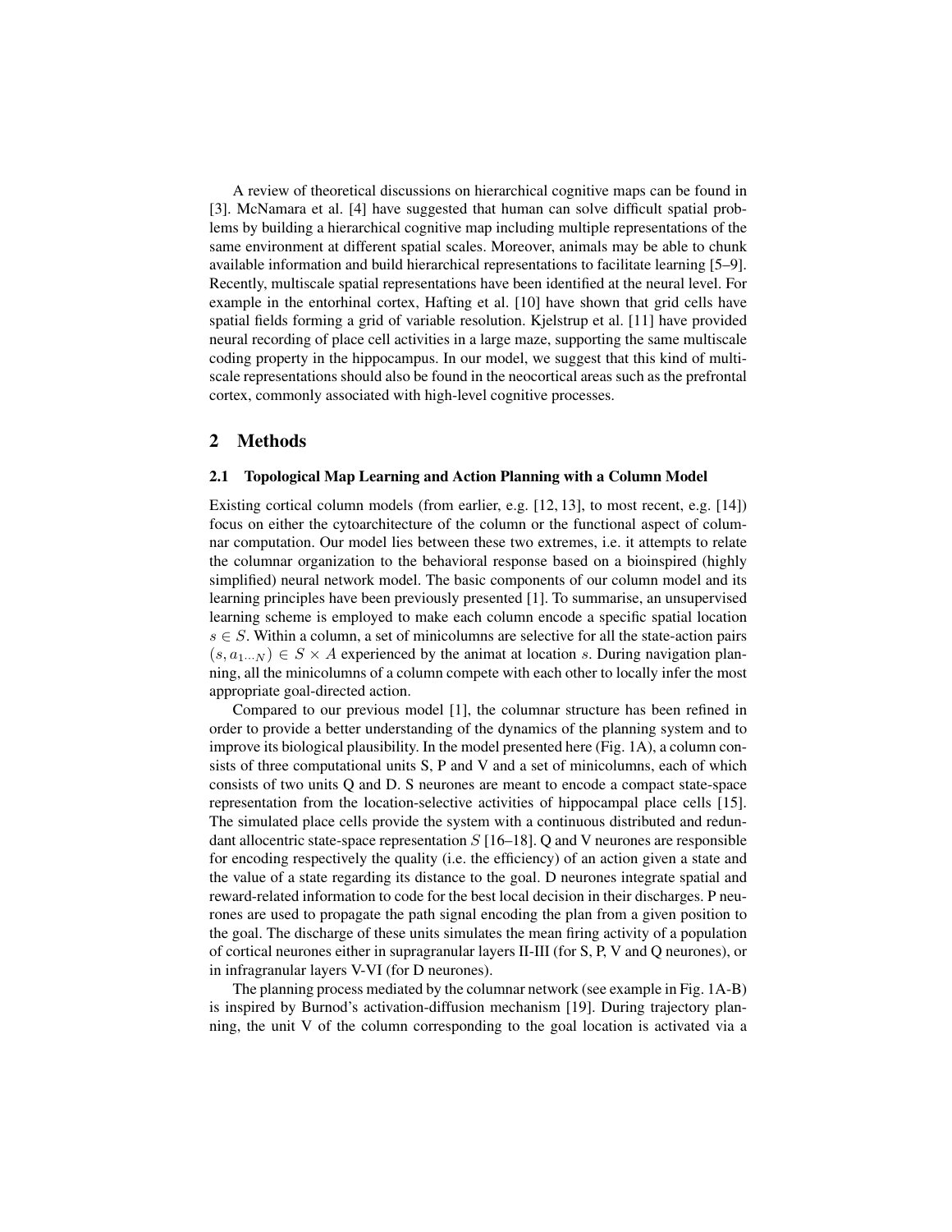A review of theoretical discussions on hierarchical cognitive maps can be found in [3]. McNamara et al. [4] have suggested that human can solve difficult spatial problems by building a hierarchical cognitive map including multiple representations of the same environment at different spatial scales. Moreover, animals may be able to chunk available information and build hierarchical representations to facilitate learning [5–9]. Recently, multiscale spatial representations have been identified at the neural level. For example in the entorhinal cortex, Hafting et al. [10] have shown that grid cells have spatial fields forming a grid of variable resolution. Kjelstrup et al. [11] have provided neural recording of place cell activities in a large maze, supporting the same multiscale coding property in the hippocampus. In our model, we suggest that this kind of multiscale representations should also be found in the neocortical areas such as the prefrontal cortex, commonly associated with high-level cognitive processes.

## 2 Methods

### 2.1 Topological Map Learning and Action Planning with a Column Model

Existing cortical column models (from earlier, e.g. [12, 13], to most recent, e.g. [14]) focus on either the cytoarchitecture of the column or the functional aspect of columnar computation. Our model lies between these two extremes, i.e. it attempts to relate the columnar organization to the behavioral response based on a bioinspired (highly simplified) neural network model. The basic components of our column model and its learning principles have been previously presented [1]. To summarise, an unsupervised learning scheme is employed to make each column encode a specific spatial location $s \in S$. Within a column, a set of minicolumns are selective for all the state-action pairs $(s, a_{1 \cdots N}) \in S \times A$ experienced by the animat at location $s$. During navigation planning, all the minicolumns of a column compete with each other to locally infer the most appropriate goal-directed action.

Compared to our previous model [1], the columnar structure has been refined in order to provide a better understanding of the dynamics of the planning system and to improve its biological plausibility. In the model presented here (Fig. 1A), a column consists of three computational units S, P and V and a set of minicolumns, each of which consists of two units Q and D. S neurones are meant to encode a compact state-space representation from the location-selective activities of hippocampal place cells [15]. The simulated place cells provide the system with a continuous distributed and redundant allocentric state-space representation $S$ [16–18]. Q and V neurones are responsible for encoding respectively the quality (i.e. the efficiency) of an action given a state and the value of a state regarding its distance to the goal. D neurones integrate spatial and reward-related information to code for the best local decision in their discharges. P neurones are used to propagate the path signal encoding the plan from a given position to the goal. The discharge of these units simulates the mean firing activity of a population of cortical neurones either in supragranular layers II-III (for S, P, V and Q neurones), or in infragranular layers V-VI (for D neurones).

The planning process mediated by the columnar network (see example in Fig. 1A-B) is inspired by Burnod's activation-diffusion mechanism [19]. During trajectory planning, the unit V of the column corresponding to the goal location is activated via a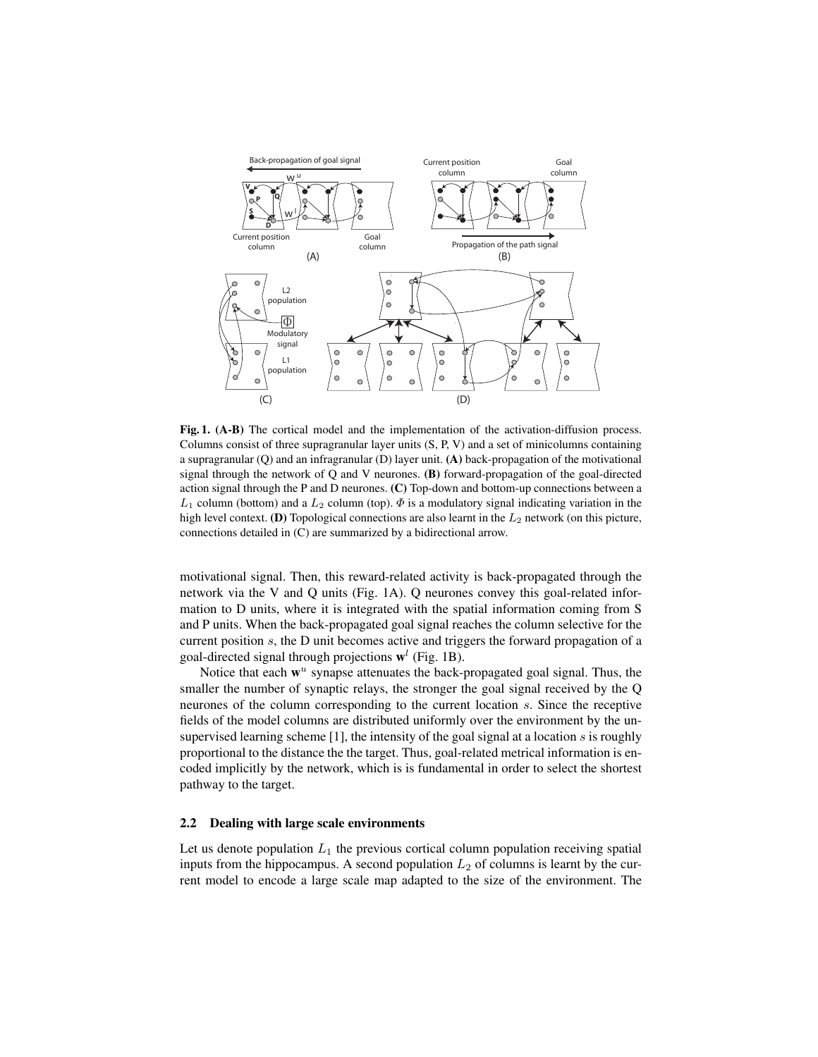**Fig. 1. (A-B)** The cortical model and the implementation of the activation-diffusion process. Columns consist of three supragranular layer units (S, P, V) and a set of minicolumns containing a supragranular (Q) and an infragranular (D) layer unit. **(A)** back-propagation of the motivational signal through the network of Q and V neurones. **(B)** forward-propagation of the goal-directed action signal through the P and D neurones. **(C)** Top-down and bottom-up connections between a $L_1$ column (bottom) and a $L_2$ column (top). $\Phi$ is a modulatory signal indicating variation in the high level context. **(D)** Topological connections are also learnt in the $L_2$ network (on this picture, connections detailed in (C) are summarized by a bidirectional arrow.

motivational signal. Then, this reward-related activity is back-propagated through the network via the V and Q units (Fig. 1A). Q neurones convey this goal-related information to D units, where it is integrated with the spatial information coming from S and P units. When the back-propagated goal signal reaches the column selective for the current position $s$, the D unit becomes active and triggers the forward propagation of a goal-directed signal through projections $\mathbf{w}^l$ (Fig. 1B).

Notice that each $\mathbf{w}^u$ synapse attenuates the back-propagated goal signal. Thus, the smaller the number of synaptic relays, the stronger the goal signal received by the Q neurones of the column corresponding to the current location $s$. Since the receptive fields of the model columns are distributed uniformly over the environment by the unsupervised learning scheme [1], the intensity of the goal signal at a location $s$ is roughly proportional to the distance the the target. Thus, goal-related metrical information is encoded implicitly by the network, which is is fundamental in order to select the shortest pathway to the target.

### 2.2 Dealing with large scale environments

Let us denote population $L_1$ the previous cortical column population receiving spatial inputs from the hippocampus. A second population $L_2$ of columns is learnt by the current model to encode a large scale map adapted to the size of the environment. The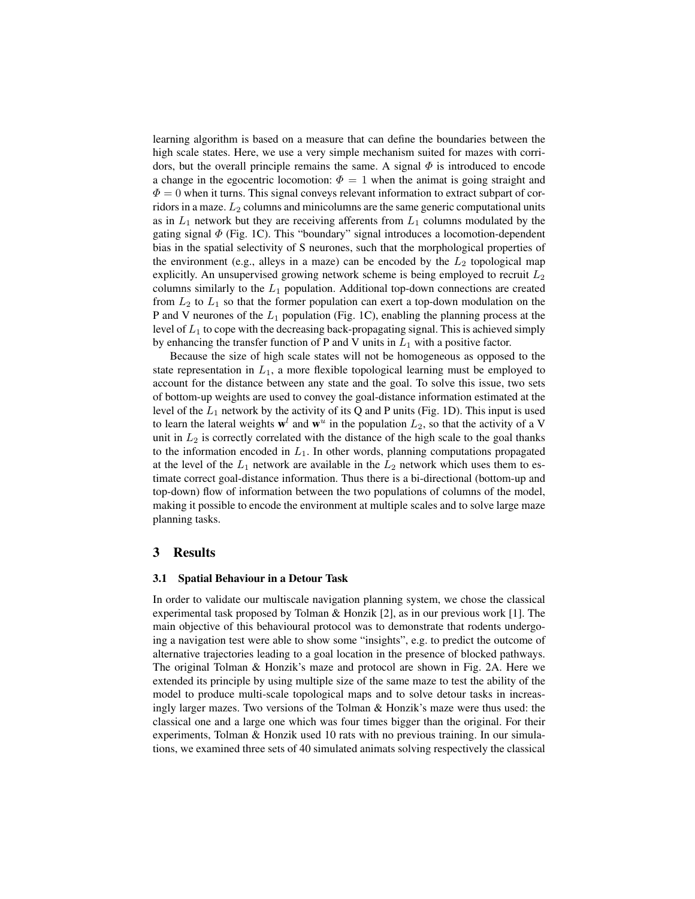learning algorithm is based on a measure that can define the boundaries between the high scale states. Here, we use a very simple mechanism suited for mazes with corridors, but the overall principle remains the same. A signal $\Phi$ is introduced to encode a change in the egocentric locomotion: $\Phi = 1$ when the animat is going straight and $\Phi = 0$ when it turns. This signal conveys relevant information to extract subpart of corridors in a maze. $L_2$ columns and minicolumns are the same generic computational units as in $L_1$ network but they are receiving afferents from $L_1$ columns modulated by the gating signal $\Phi$ (Fig. 1C). This "boundary" signal introduces a locomotion-dependent bias in the spatial selectivity of S neurones, such that the morphological properties of the environment (e.g., alleys in a maze) can be encoded by the $L_2$ topological map explicitly. An unsupervised growing network scheme is being employed to recruit $L_2$ columns similarly to the $L_1$ population. Additional top-down connections are created from $L_2$ to $L_1$ so that the former population can exert a top-down modulation on the P and V neurones of the $L_1$ population (Fig. 1C), enabling the planning process at the level of $L_1$ to cope with the decreasing back-propagating signal. This is achieved simply by enhancing the transfer function of P and V units in $L_1$ with a positive factor.

Because the size of high scale states will not be homogeneous as opposed to the state representation in $L_1$, a more flexible topological learning must be employed to account for the distance between any state and the goal. To solve this issue, two sets of bottom-up weights are used to convey the goal-distance information estimated at the level of the $L_1$ network by the activity of its Q and P units (Fig. 1D). This input is used to learn the lateral weights $\mathbf{w}^l$ and $\mathbf{w}^u$ in the population $L_2$, so that the activity of a V unit in $L_2$ is correctly correlated with the distance of the high scale to the goal thanks to the information encoded in $L_1$. In other words, planning computations propagated at the level of the $L_1$ network are available in the $L_2$ network which uses them to estimate correct goal-distance information. Thus there is a bi-directional (bottom-up and top-down) flow of information between the two populations of columns of the model, making it possible to encode the environment at multiple scales and to solve large maze planning tasks.

## 3 Results

### 3.1 Spatial Behaviour in a Detour Task

In order to validate our multiscale navigation planning system, we chose the classical experimental task proposed by Tolman & Honzik [2], as in our previous work [1]. The main objective of this behavioural protocol was to demonstrate that rodents undergoing a navigation test were able to show some "insights", e.g. to predict the outcome of alternative trajectories leading to a goal location in the presence of blocked pathways. The original Tolman & Honzik's maze and protocol are shown in Fig. 2A. Here we extended its principle by using multiple size of the same maze to test the ability of the model to produce multi-scale topological maps and to solve detour tasks in increasingly larger mazes. Two versions of the Tolman & Honzik's maze were thus used: the classical one and a large one which was four times bigger than the original. For their experiments, Tolman & Honzik used 10 rats with no previous training. In our simulations, we examined three sets of 40 simulated animats solving respectively the classical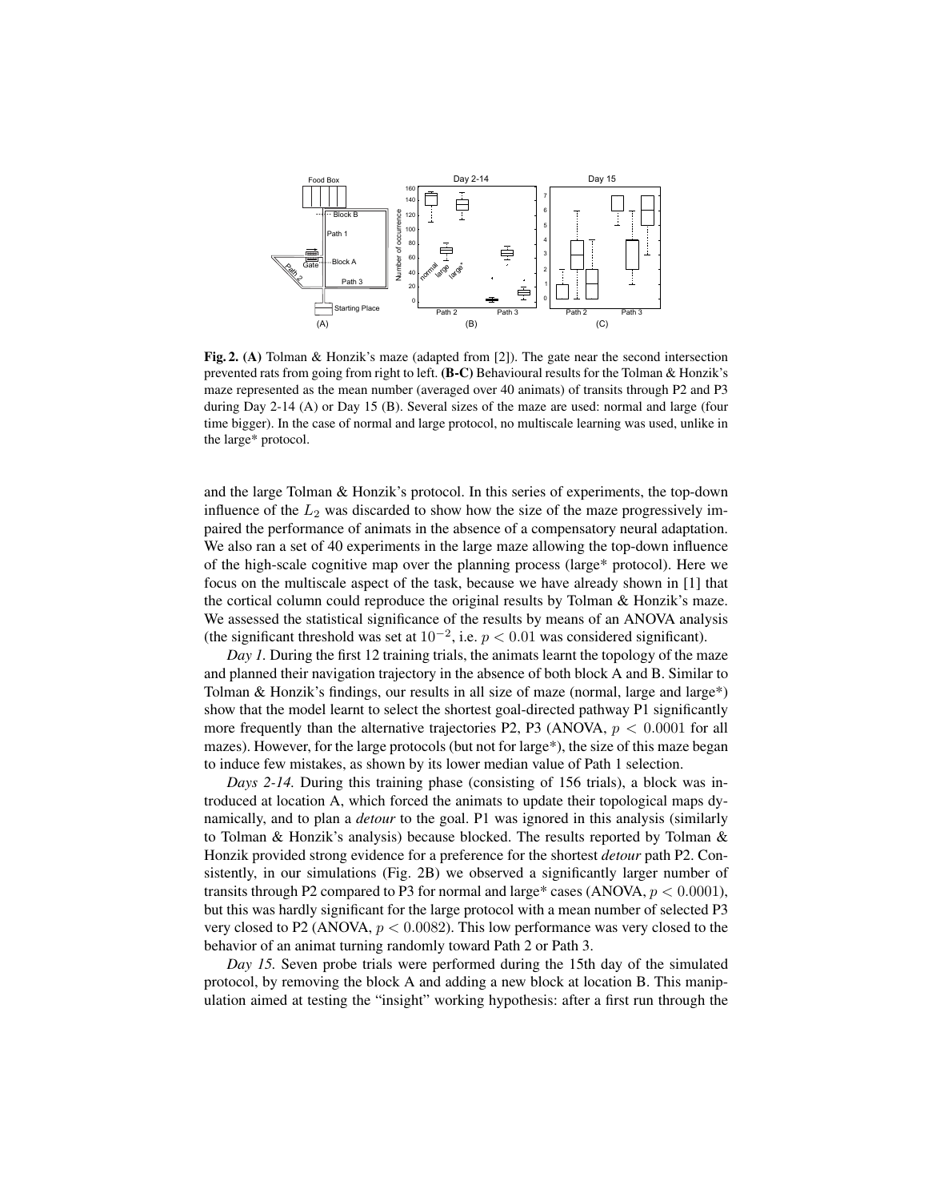**Fig. 2. (A)** Tolman & Honzik's maze (adapted from [2]). The gate near the second intersection prevented rats from going from right to left. **(B-C)** Behavioural results for the Tolman & Honzik's maze represented as the mean number (averaged over 40 animats) of transits through P2 and P3 during Day 2-14 (A) or Day 15 (B). Several sizes of the maze are used: normal and large (four time bigger). In the case of normal and large protocol, no multiscale learning was used, unlike in the large* protocol.

and the large Tolman & Honzik's protocol. In this series of experiments, the top-down influence of the $L_2$ was discarded to show how the size of the maze progressively impaired the performance of animats in the absence of a compensatory neural adaptation. We also ran a set of 40 experiments in the large maze allowing the top-down influence of the high-scale cognitive map over the planning process (large* protocol). Here we focus on the multiscale aspect of the task, because we have already shown in [1] that the cortical column could reproduce the original results by Tolman & Honzik's maze. We assessed the statistical significance of the results by means of an ANOVA analysis (the significant threshold was set at $10^{-2}$, i.e. $p < 0.01$ was considered significant).

*Day 1.* During the first 12 training trials, the animats learnt the topology of the maze and planned their navigation trajectory in the absence of both block A and B. Similar to Tolman & Honzik's findings, our results in all size of maze (normal, large and large*) show that the model learnt to select the shortest goal-directed pathway P1 significantly more frequently than the alternative trajectories P2, P3 (ANOVA, $p < 0.0001$ for all mazes). However, for the large protocols (but not for large*), the size of this maze began to induce few mistakes, as shown by its lower median value of Path 1 selection.

*Days 2-14.* During this training phase (consisting of 156 trials), a block was introduced at location A, which forced the animats to update their topological maps dynamically, and to plan a *detour* to the goal. P1 was ignored in this analysis (similarly to Tolman & Honzik's analysis) because blocked. The results reported by Tolman & Honzik provided strong evidence for a preference for the shortest *detour* path P2. Consistently, in our simulations (Fig. 2B) we observed a significantly larger number of transits through P2 compared to P3 for normal and large* cases (ANOVA, $p < 0.0001$), but this was hardly significant for the large protocol with a mean number of selected P3 very closed to P2 (ANOVA, $p < 0.0082$). This low performance was very closed to the behavior of an animat turning randomly toward Path 2 or Path 3.

*Day 15.* Seven probe trials were performed during the 15th day of the simulated protocol, by removing the block A and adding a new block at location B. This manipulation aimed at testing the "insight" working hypothesis: after a first run through the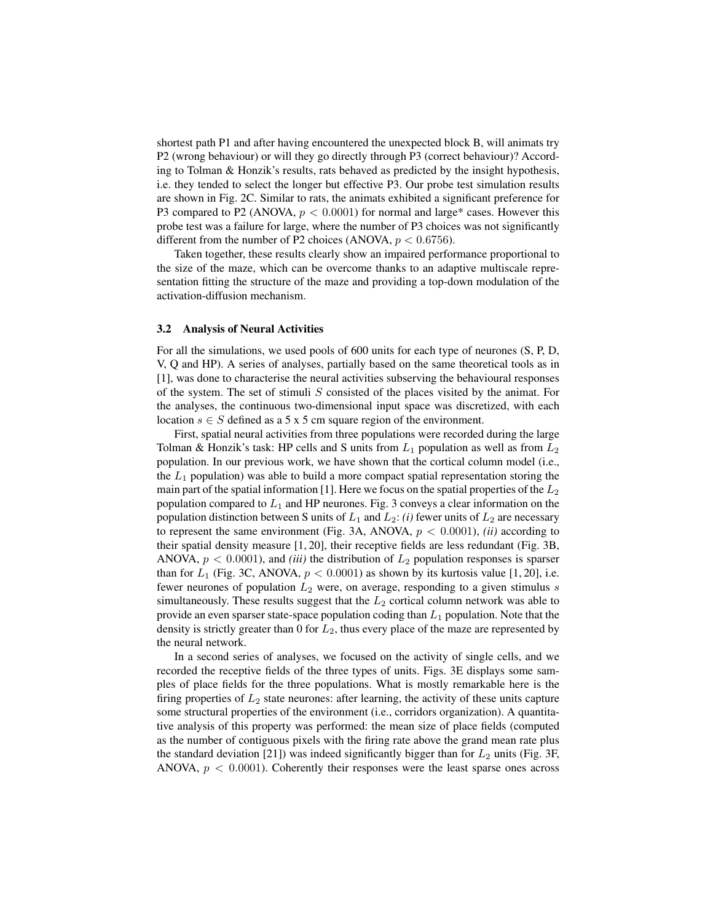shortest path P1 and after having encountered the unexpected block B, will animats try P2 (wrong behaviour) or will they go directly through P3 (correct behaviour)? According to Tolman & Honzik's results, rats behaved as predicted by the insight hypothesis, i.e. they tended to select the longer but effective P3. Our probe test simulation results are shown in Fig. 2C. Similar to rats, the animats exhibited a significant preference for P3 compared to P2 (ANOVA, $p < 0.0001$) for normal and large* cases. However this probe test was a failure for large, where the number of P3 choices was not significantly different from the number of P2 choices (ANOVA, $p < 0.6756$).

Taken together, these results clearly show an impaired performance proportional to the size of the maze, which can be overcome thanks to an adaptive multiscale representation fitting the structure of the maze and providing a top-down modulation of the activation-diffusion mechanism.

### 3.2 Analysis of Neural Activities

For all the simulations, we used pools of 600 units for each type of neurones (S, P, D, V, Q and HP). A series of analyses, partially based on the same theoretical tools as in [1], was done to characterise the neural activities subserving the behavioural responses of the system. The set of stimuli $S$ consisted of the places visited by the animat. For the analyses, the continuous two-dimensional input space was discretized, with each location $s \in S$ defined as a 5 x 5 cm square region of the environment.

First, spatial neural activities from three populations were recorded during the large Tolman & Honzik's task: HP cells and S units from $L_1$ population as well as from $L_2$ population. In our previous work, we have shown that the cortical column model (i.e., the $L_1$ population) was able to build a more compact spatial representation storing the main part of the spatial information [1]. Here we focus on the spatial properties of the $L_2$ population compared to $L_1$ and HP neurones. Fig. 3 conveys a clear information on the population distinction between S units of $L_1$ and $L_2$: *(i)* fewer units of $L_2$ are necessary to represent the same environment (Fig. 3A, ANOVA, $p < 0.0001$), *(ii)* according to their spatial density measure [1, 20], their receptive fields are less redundant (Fig. 3B, ANOVA, $p < 0.0001$), and *(iii)* the distribution of $L_2$ population responses is sparser than for $L_1$ (Fig. 3C, ANOVA, $p < 0.0001$) as shown by its kurtosis value [1, 20], i.e. fewer neurones of population $L_2$ were, on average, responding to a given stimulus $s$ simultaneously. These results suggest that the $L_2$ cortical column network was able to provide an even sparser state-space population coding than $L_1$ population. Note that the density is strictly greater than 0 for $L_2$, thus every place of the maze are represented by the neural network.

In a second series of analyses, we focused on the activity of single cells, and we recorded the receptive fields of the three types of units. Figs. 3E displays some samples of place fields for the three populations. What is mostly remarkable here is the firing properties of $L_2$ state neurones: after learning, the activity of these units capture some structural properties of the environment (i.e., corridors organization). A quantitative analysis of this property was performed: the mean size of place fields (computed as the number of contiguous pixels with the firing rate above the grand mean rate plus the standard deviation [21]) was indeed significantly bigger than for $L_2$ units (Fig. 3F, ANOVA, $p < 0.0001$). Coherently their responses were the least sparse ones across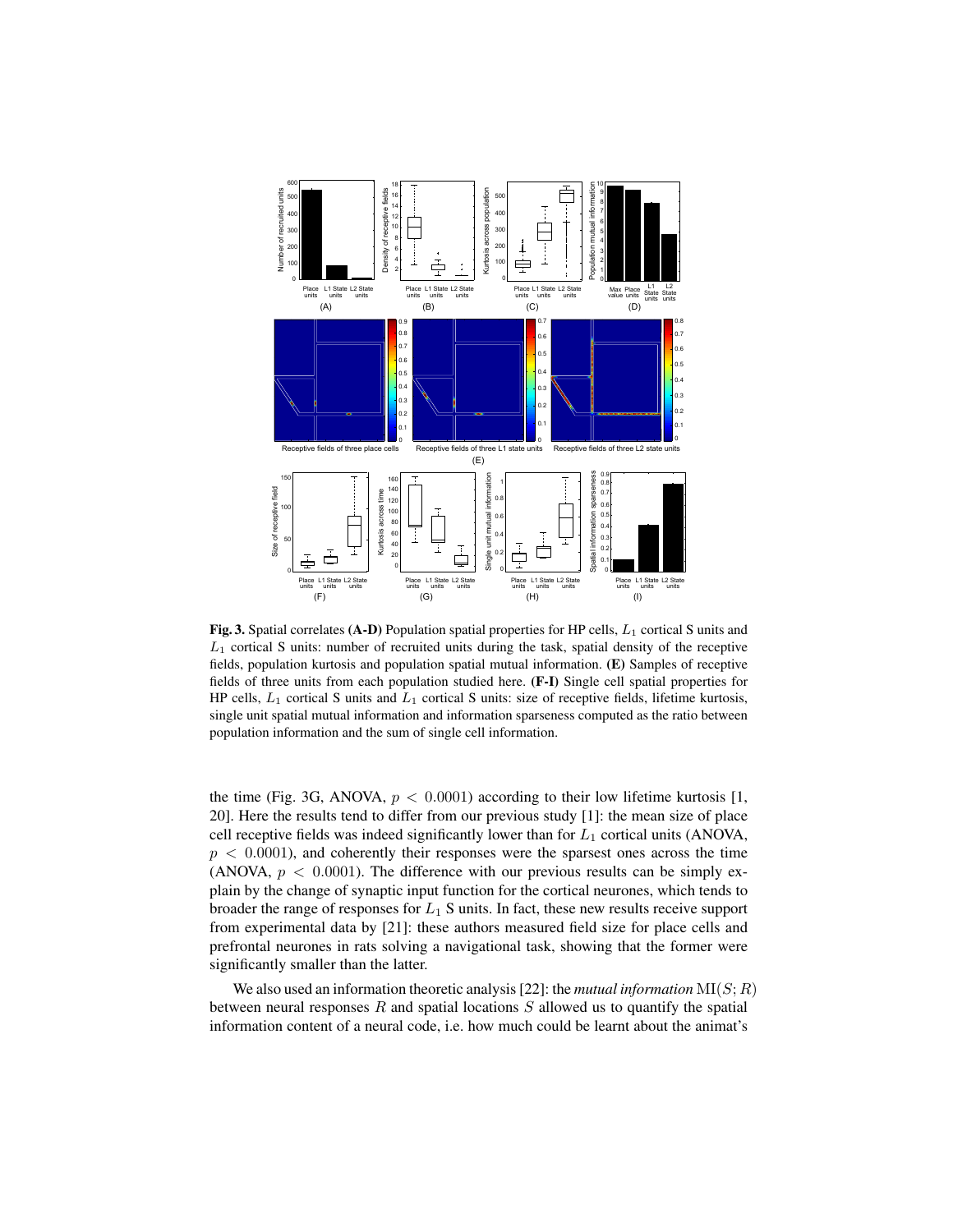**Fig. 3.** Spatial correlates **(A-D)** Population spatial properties for HP cells, $L_1$ cortical S units and $L_1$ cortical S units: number of recruited units during the task, spatial density of the receptive fields, population kurtosis and population spatial mutual information. **(E)** Samples of receptive fields of three units from each population studied here. **(F-I)** Single cell spatial properties for HP cells, $L_1$ cortical S units and $L_1$ cortical S units: size of receptive fields, lifetime kurtosis, single unit spatial mutual information and information sparseness computed as the ratio between population information and the sum of single cell information.

the time (Fig. 3G, ANOVA, $p < 0.0001$) according to their low lifetime kurtosis [1, 20]. Here the results tend to differ from our previous study [1]: the mean size of place cell receptive fields was indeed significantly lower than for $L_1$ cortical units (ANOVA, $p < 0.0001$), and coherently their responses were the sparsest ones across the time (ANOVA, $p < 0.0001$). The difference with our previous results can be simply explain by the change of synaptic input function for the cortical neurones, which tends to broader the range of responses for $L_1$ S units. In fact, these new results receive support from experimental data by [21]: these authors measured field size for place cells and prefrontal neurones in rats solving a navigational task, showing that the former were significantly smaller than the latter.

We also used an information theoretic analysis [22]: the *mutual information* $\mathrm{MI}(S;R)$ between neural responses $R$ and spatial locations $S$ allowed us to quantify the spatial information content of a neural code, i.e. how much could be learnt about the animat's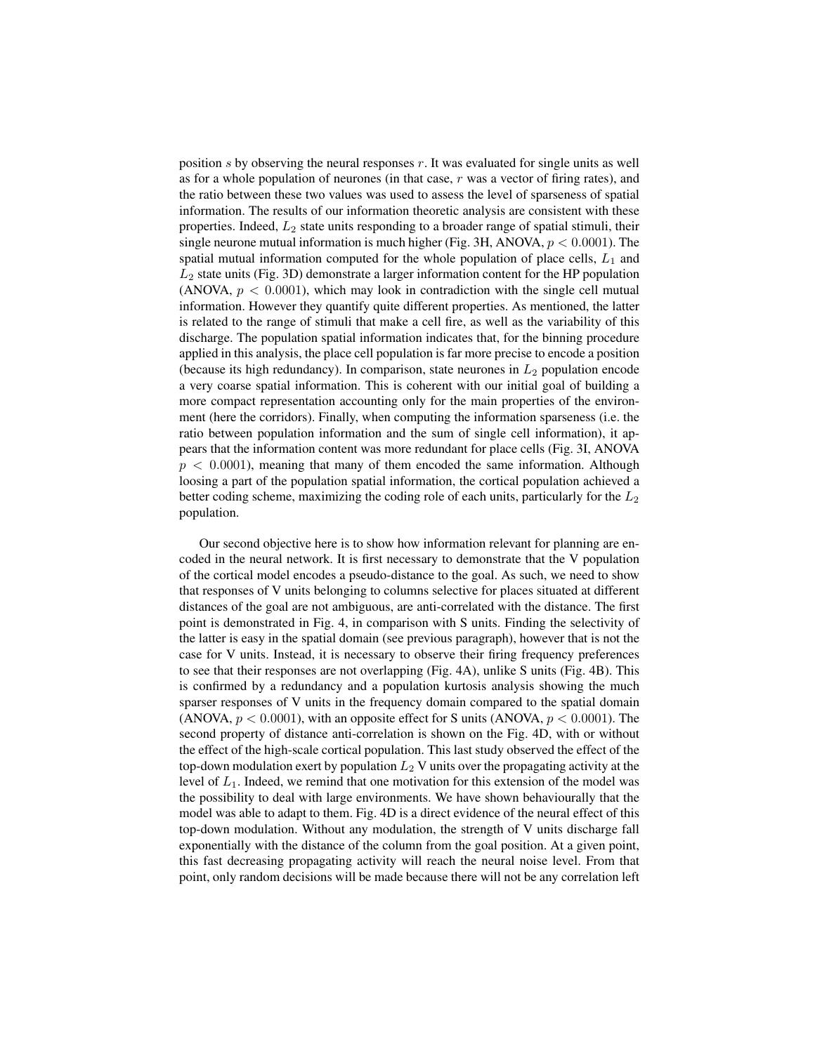position $s$ by observing the neural responses $r$. It was evaluated for single units as well as for a whole population of neurones (in that case, $r$ was a vector of firing rates), and the ratio between these two values was used to assess the level of sparseness of spatial information. The results of our information theoretic analysis are consistent with these properties. Indeed, $L_2$ state units responding to a broader range of spatial stimuli, their single neurone mutual information is much higher (Fig. 3H, ANOVA, $p < 0.0001$). The spatial mutual information computed for the whole population of place cells, $L_1$ and $L_2$ state units (Fig. 3D) demonstrate a larger information content for the HP population (ANOVA, $p < 0.0001$), which may look in contradiction with the single cell mutual information. However they quantify quite different properties. As mentioned, the latter is related to the range of stimuli that make a cell fire, as well as the variability of this discharge. The population spatial information indicates that, for the binning procedure applied in this analysis, the place cell population is far more precise to encode a position (because its high redundancy). In comparison, state neurones in $L_2$ population encode a very coarse spatial information. This is coherent with our initial goal of building a more compact representation accounting only for the main properties of the environment (here the corridors). Finally, when computing the information sparseness (i.e. the ratio between population information and the sum of single cell information), it appears that the information content was more redundant for place cells (Fig. 3I, ANOVA $p < 0.0001$), meaning that many of them encoded the same information. Although loosing a part of the population spatial information, the cortical population achieved a better coding scheme, maximizing the coding role of each units, particularly for the $L_2$ population.

Our second objective here is to show how information relevant for planning are encoded in the neural network. It is first necessary to demonstrate that the V population of the cortical model encodes a pseudo-distance to the goal. As such, we need to show that responses of V units belonging to columns selective for places situated at different distances of the goal are not ambiguous, are anti-correlated with the distance. The first point is demonstrated in Fig. 4, in comparison with S units. Finding the selectivity of the latter is easy in the spatial domain (see previous paragraph), however that is not the case for V units. Instead, it is necessary to observe their firing frequency preferences to see that their responses are not overlapping (Fig. 4A), unlike S units (Fig. 4B). This is confirmed by a redundancy and a population kurtosis analysis showing the much sparser responses of V units in the frequency domain compared to the spatial domain (ANOVA, $p < 0.0001$), with an opposite effect for S units (ANOVA, $p < 0.0001$). The second property of distance anti-correlation is shown on the Fig. 4D, with or without the effect of the high-scale cortical population. This last study observed the effect of the top-down modulation exert by population $L_2$ V units over the propagating activity at the level of $L_1$. Indeed, we remind that one motivation for this extension of the model was the possibility to deal with large environments. We have shown behaviourally that the model was able to adapt to them. Fig. 4D is a direct evidence of the neural effect of this top-down modulation. Without any modulation, the strength of V units discharge fall exponentially with the distance of the column from the goal position. At a given point, this fast decreasing propagating activity will reach the neural noise level. From that point, only random decisions will be made because there will not be any correlation left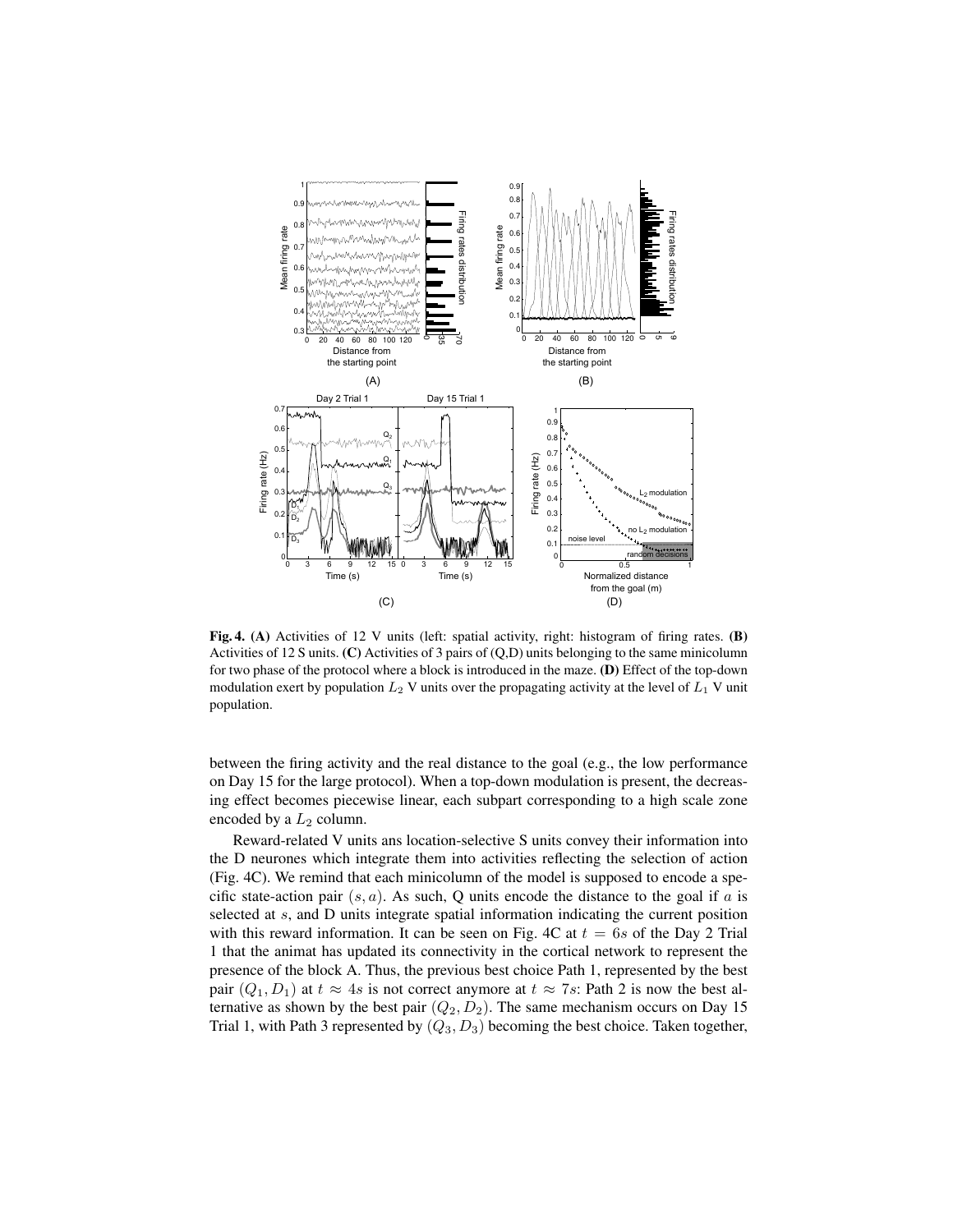**Fig. 4. (A)** Activities of 12 V units (left: spatial activity, right: histogram of firing rates. **(B)** Activities of 12 S units. **(C)** Activities of 3 pairs of (Q,D) units belonging to the same minicolumn for two phase of the protocol where a block is introduced in the maze. **(D)** Effect of the top-down modulation exert by population $L_2$ V units over the propagating activity at the level of $L_1$ V unit population.

between the firing activity and the real distance to the goal (e.g., the low performance on Day 15 for the large protocol). When a top-down modulation is present, the decreasing effect becomes piecewise linear, each subpart corresponding to a high scale zone encoded by a $L_2$ column.

Reward-related V units ans location-selective S units convey their information into the D neurones which integrate them into activities reflecting the selection of action (Fig. 4C). We remind that each minicolumn of the model is supposed to encode a specific state-action pair $(s, a)$. As such, Q units encode the distance to the goal if $a$ is selected at $s$, and D units integrate spatial information indicating the current position with this reward information. It can be seen on Fig. 4C at $t = 6s$ of the Day 2 Trial 1 that the animat has updated its connectivity in the cortical network to represent the presence of the block A. Thus, the previous best choice Path 1, represented by the best pair $(Q_1, D_1)$ at $t \approx 4s$ is not correct anymore at $t \approx 7s$: Path 2 is now the best alternative as shown by the best pair $(Q_2, D_2)$. The same mechanism occurs on Day 15 Trial 1, with Path 3 represented by $(Q_3, D_3)$ becoming the best choice. Taken together,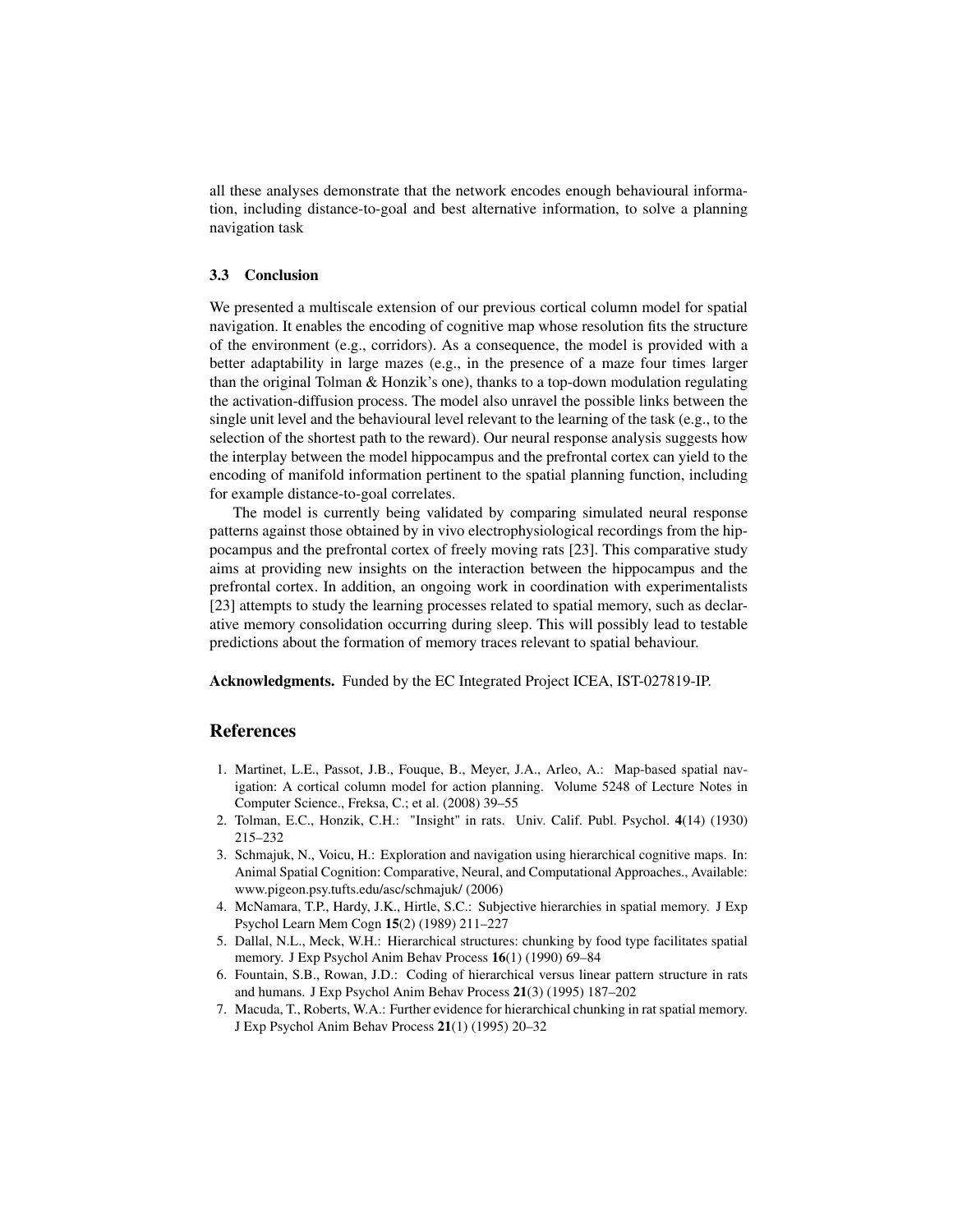all these analyses demonstrate that the network encodes enough behavioural information, including distance-to-goal and best alternative information, to solve a planning navigation task

### 3.3 Conclusion

We presented a multiscale extension of our previous cortical column model for spatial navigation. It enables the encoding of cognitive map whose resolution fits the structure of the environment (e.g., corridors). As a consequence, the model is provided with a better adaptability in large mazes (e.g., in the presence of a maze four times larger than the original Tolman & Honzik's one), thanks to a top-down modulation regulating the activation-diffusion process. The model also unravel the possible links between the single unit level and the behavioural level relevant to the learning of the task (e.g., to the selection of the shortest path to the reward). Our neural response analysis suggests how the interplay between the model hippocampus and the prefrontal cortex can yield to the encoding of manifold information pertinent to the spatial planning function, including for example distance-to-goal correlates.

The model is currently being validated by comparing simulated neural response patterns against those obtained by in vivo electrophysiological recordings from the hippocampus and the prefrontal cortex of freely moving rats [23]. This comparative study aims at providing new insights on the interaction between the hippocampus and the prefrontal cortex. In addition, an ongoing work in coordination with experimentalists [23] attempts to study the learning processes related to spatial memory, such as declarative memory consolidation occurring during sleep. This will possibly lead to testable predictions about the formation of memory traces relevant to spatial behaviour.

**Acknowledgments.** Funded by the EC Integrated Project ICEA, IST-027819-IP.

## References

1. Martinet, L.E., Passot, J.B., Fouque, B., Meyer, J.A., Arleo, A.: Map-based spatial navigation: A cortical column model for action planning. Volume 5248 of Lecture Notes in Computer Science., Freksa, C.; et al. (2008) 39–55
2. Tolman, E.C., Honzik, C.H.: "Insight" in rats. Univ. Calif. Publ. Psychol. **4**(14) (1930) 215–232
3. Schmajuk, N., Voicu, H.: Exploration and navigation using hierarchical cognitive maps. In: Animal Spatial Cognition: Comparative, Neural, and Computational Approaches., Available: www.pigeon.psy.tufts.edu/asc/schmajuk/ (2006)
4. McNamara, T.P., Hardy, J.K., Hirtle, S.C.: Subjective hierarchies in spatial memory. J Exp Psychol Learn Mem Cogn **15**(2) (1989) 211–227
5. Dallal, N.L., Meck, W.H.: Hierarchical structures: chunking by food type facilitates spatial memory. J Exp Psychol Anim Behav Process **16**(1) (1990) 69–84
6. Fountain, S.B., Rowan, J.D.: Coding of hierarchical versus linear pattern structure in rats and humans. J Exp Psychol Anim Behav Process **21**(3) (1995) 187–202
7. Macuda, T., Roberts, W.A.: Further evidence for hierarchical chunking in rat spatial memory. J Exp Psychol Anim Behav Process **21**(1) (1995) 20–32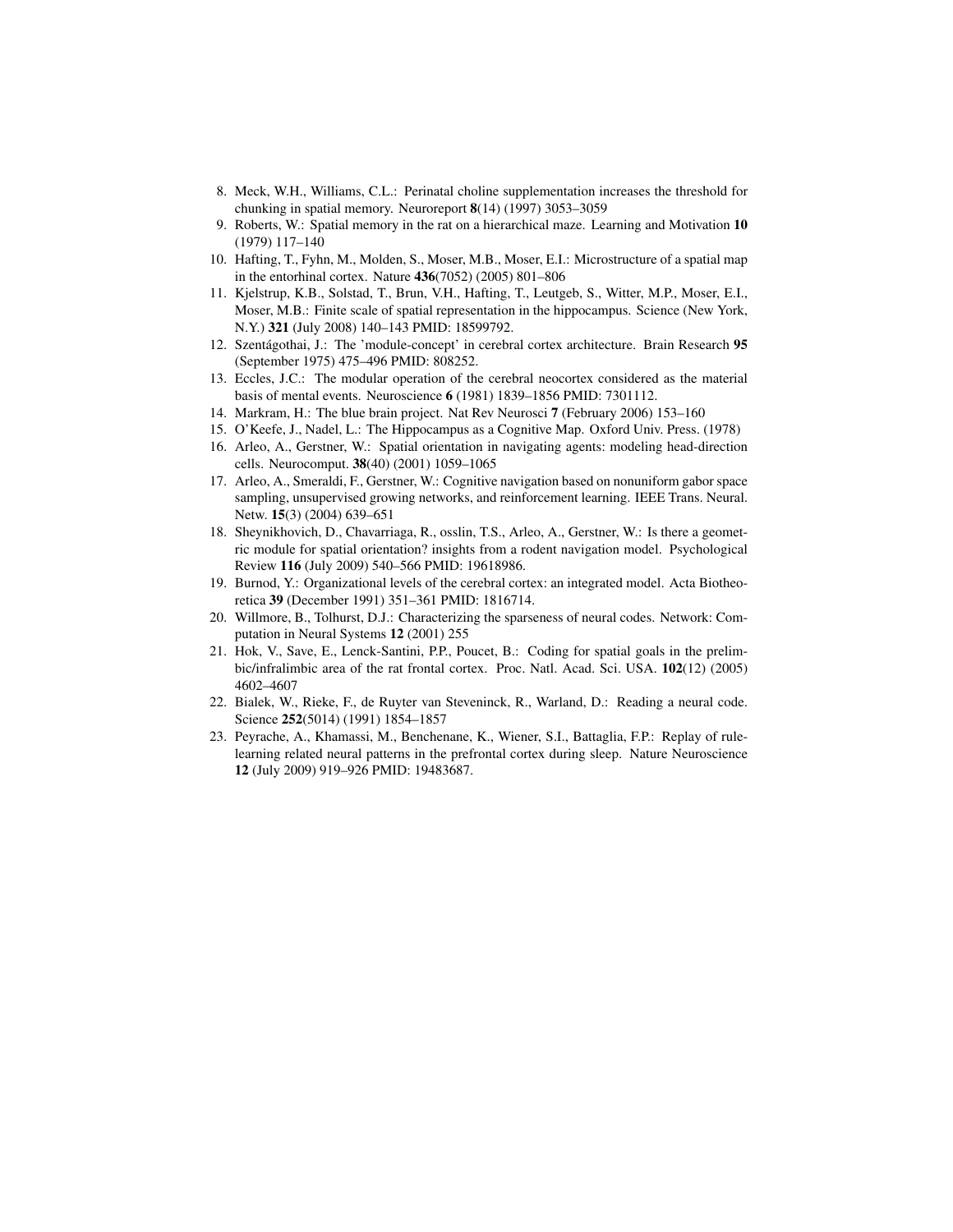8. Meck, W.H., Williams, C.L.: Perinatal choline supplementation increases the threshold for chunking in spatial memory. Neuroreport **8**(14) (1997) 3053–3059
9. Roberts, W.: Spatial memory in the rat on a hierarchical maze. Learning and Motivation **10** (1979) 117–140
10. Hafting, T., Fyhn, M., Molden, S., Moser, M.B., Moser, E.I.: Microstructure of a spatial map in the entorhinal cortex. Nature **436**(7052) (2005) 801–806
11. Kjelstrup, K.B., Solstad, T., Brun, V.H., Hafting, T., Leutgeb, S., Witter, M.P., Moser, E.I., Moser, M.B.: Finite scale of spatial representation in the hippocampus. Science (New York, N.Y.) **321** (July 2008) 140–143 PMID: 18599792.
12. Szentágothai, J.: The 'module-concept' in cerebral cortex architecture. Brain Research **95** (September 1975) 475–496 PMID: 808252.
13. Eccles, J.C.: The modular operation of the cerebral neocortex considered as the material basis of mental events. Neuroscience **6** (1981) 1839–1856 PMID: 7301112.
14. Markram, H.: The blue brain project. Nat Rev Neurosci **7** (February 2006) 153–160
15. O'Keefe, J., Nadel, L.: The Hippocampus as a Cognitive Map. Oxford Univ. Press. (1978)
16. Arleo, A., Gerstner, W.: Spatial orientation in navigating agents: modeling head-direction cells. Neurocomput. **38**(40) (2001) 1059–1065
17. Arleo, A., Smeraldi, F., Gerstner, W.: Cognitive navigation based on nonuniform gabor space sampling, unsupervised growing networks, and reinforcement learning. IEEE Trans. Neural. Netw. **15**(3) (2004) 639–651
18. Sheynikhovich, D., Chavarriaga, R., osslin, T.S., Arleo, A., Gerstner, W.: Is there a geometric module for spatial orientation? insights from a rodent navigation model. Psychological Review **116** (July 2009) 540–566 PMID: 19618986.
19. Burnod, Y.: Organizational levels of the cerebral cortex: an integrated model. Acta Biotheoretica **39** (December 1991) 351–361 PMID: 1816714.
20. Willmore, B., Tolhurst, D.J.: Characterizing the sparseness of neural codes. Network: Computation in Neural Systems **12** (2001) 255
21. Hok, V., Save, E., Lenck-Santini, P.P., Poucet, B.: Coding for spatial goals in the prelimbic/infralimbic area of the rat frontal cortex. Proc. Natl. Acad. Sci. USA. **102**(12) (2005) 4602–4607
22. Bialek, W., Rieke, F., de Ruyter van Steveninck, R., Warland, D.: Reading a neural code. Science **252**(5014) (1991) 1854–1857
23. Peyrache, A., Khamassi, M., Benchenane, K., Wiener, S.I., Battaglia, F.P.: Replay of rule-learning related neural patterns in the prefrontal cortex during sleep. Nature Neuroscience **12** (July 2009) 919–926 PMID: 19483687.